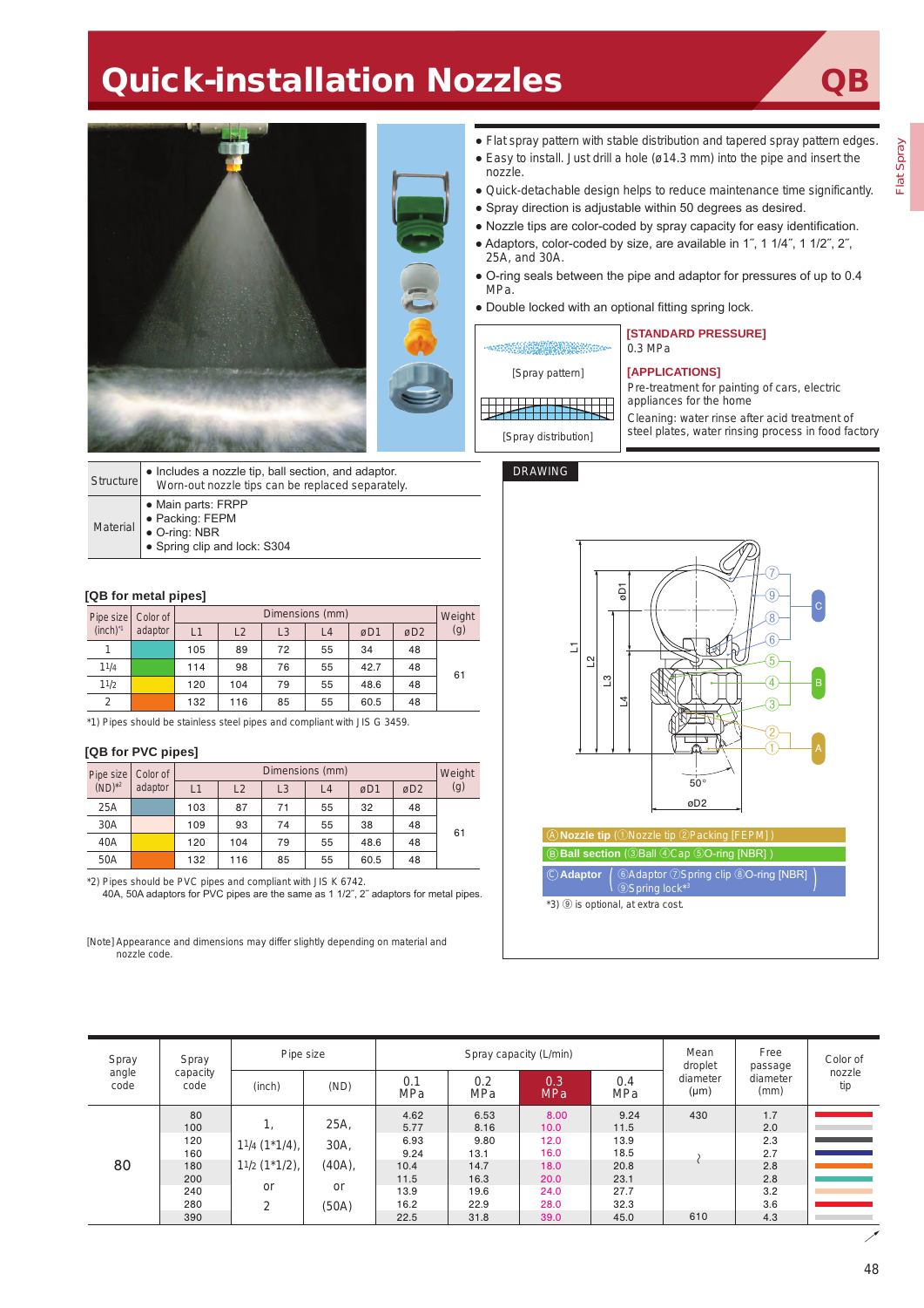# Quick-installation Nozzles QB

- Flat spray pattern with stable distribution and tapered spray pattern edges.
- Easy to install. Just drill a hole (ø14.3 mm) into the pipe and insert the nozzle.
- Quick-detachable design helps to reduce maintenance time significantly.
- Spray direction is adjustable within 50 degrees as desired.
- Nozzle tips are color-coded by spray capacity for easy identification.
- Adaptors, color-coded by size, are available in 1″, 1 1/4″, 1 1/2″, 2″, 25A, and 30A.
- O-ring seals between the pipe and adaptor for pressures of up to 0.4 MPa.
- Double locked with an optional fitting spring lock.

[Spray pattern]

[Spray distribution]

**[STANDARD PRESSURE]**
0.3 MPa

**[APPLICATIONS]**
Pre-treatment for painting of cars, electric appliances for the home
Cleaning: water rinse after acid treatment of steel plates, water rinsing process in food factory

| | |
|---|---|
| Structure | ● Includes a nozzle tip, ball section, and adaptor. Worn-out nozzle tips can be replaced separately. |
| Material | ● Main parts: FRPP<br>● Packing: FEPM<br>● O-ring: NBR<br>● Spring clip and lock: S304 |

### [QB for metal pipes]

| Pipe size (inch)*1 | Color of adaptor | Dimensions (mm) | | | | | | Weight (g) |
|---|---|---|---|---|---|---|---|---|
| | | L1 | L2 | L3 | L4 | øD1 | øD2 | |
| 1 | | 105 | 89 | 72 | 55 | 34 | 48 | 61 |
| 1 1/4 | | 114 | 98 | 76 | 55 | 42.7 | 48 | |
| 1 1/2 | | 120 | 104 | 79 | 55 | 48.6 | 48 | |
| 2 | | 132 | 116 | 85 | 55 | 60.5 | 48 | |

*1) Pipes should be stainless steel pipes and compliant with JIS G 3459.

### [QB for PVC pipes]

| Pipe size (ND)*2 | Color of adaptor | Dimensions (mm) | | | | | | Weight (g) |
|---|---|---|---|---|---|---|---|---|
| | | L1 | L2 | L3 | L4 | øD1 | øD2 | |
| 25A | | 103 | 87 | 71 | 55 | 32 | 48 | 61 |
| 30A | | 109 | 93 | 74 | 55 | 38 | 48 | |
| 40A | | 120 | 104 | 79 | 55 | 48.6 | 48 | |
| 50A | | 132 | 116 | 85 | 55 | 60.5 | 48 | |

*2) Pipes should be PVC pipes and compliant with JIS K 6742.
40A, 50A adaptors for PVC pipes are the same as 1 1/2″, 2″ adaptors for metal pipes.

[Note] Appearance and dimensions may differ slightly depending on material and nozzle code.

## DRAWING

Ⓐ **Nozzle tip** (①Nozzle tip ②Packing [FEPM])
Ⓑ **Ball section** (③Ball ④Cap ⑤O-ring [NBR])
Ⓒ **Adaptor** (⑥Adaptor ⑦Spring clip ⑧O-ring [NBR] ⑨Spring lock*3)

*3) ⑨ is optional, at extra cost.

| Spray angle code | Spray capacity code | Pipe size | | Spray capacity (L/min) | | | | Mean droplet diameter (μm) | Free passage diameter (mm) | Color of nozzle tip |
|---|---|---|---|---|---|---|---|---|---|---|
| | | (inch) | (ND) | 0.1 MPa | 0.2 MPa | 0.3 MPa | 0.4 MPa | | | |
| 80 | 80 | 1, 1 1/4 (1*1/4), 1 1/2 (1*1/2), or 2 | 25A, 30A, (40A), or (50A) | 4.62 | 6.53 | 8.00 | 9.24 | 430 | 1.7 | |
| | 100 | | | 5.77 | 8.16 | 10.0 | 11.5 | | 2.0 | |
| | 120 | | | 6.93 | 9.80 | 12.0 | 13.9 | | 2.3 | |
| | 160 | | | 9.24 | 13.1 | 16.0 | 18.5 | ~ | 2.7 | |
| | 180 | | | 10.4 | 14.7 | 18.0 | 20.8 | | 2.8 | |
| | 200 | | | 11.5 | 16.3 | 20.0 | 23.1 | | 2.8 | |
| | 240 | | | 13.9 | 19.6 | 24.0 | 27.7 | | 3.2 | |
| | 280 | | | 16.2 | 22.9 | 28.0 | 32.3 | | 3.6 | |
| | 390 | | | 22.5 | 31.8 | 39.0 | 45.0 | 610 | 4.3 | |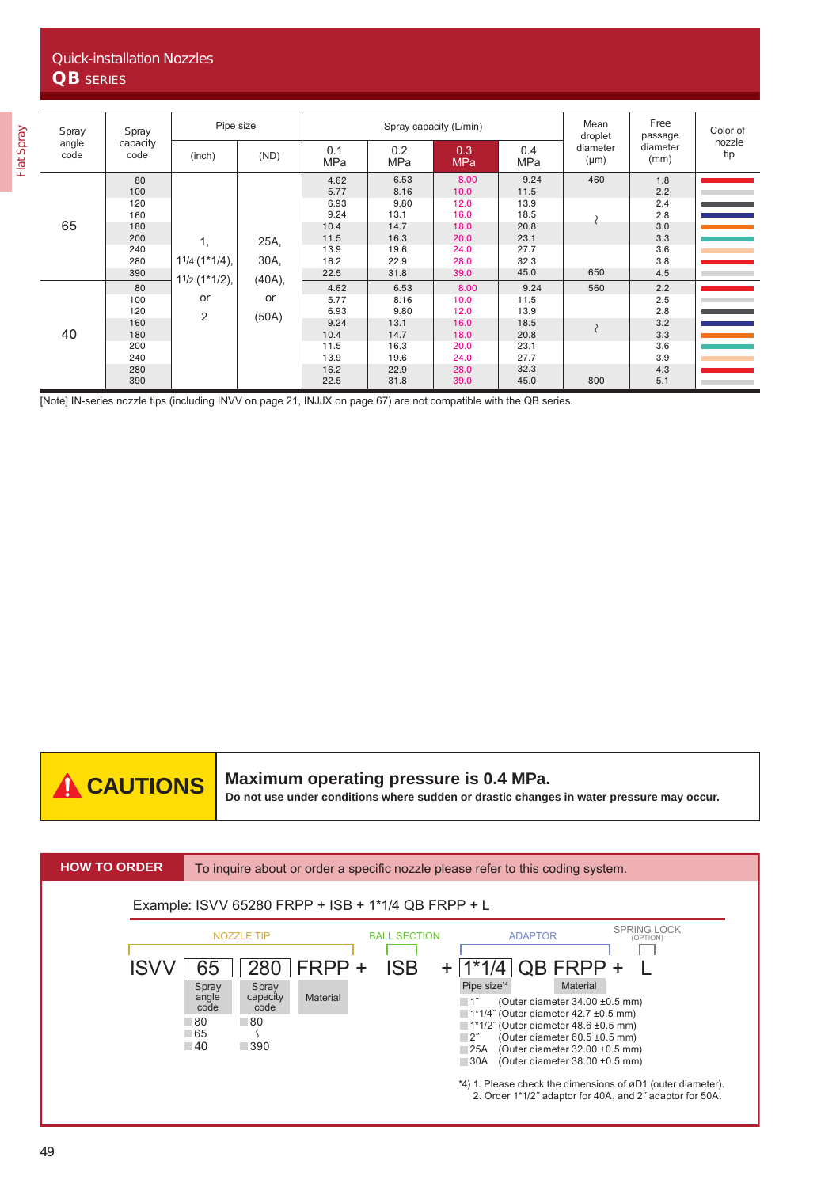# Quick-installation Nozzles

## QB SERIES

| Spray angle code | Spray capacity code | Pipe size (inch) | Pipe size (ND) | Spray capacity (L/min) 0.1 MPa | 0.2 MPa | 0.3 MPa | 0.4 MPa | Mean droplet diameter (μm) | Free passage diameter (mm) | Color of nozzle tip |
|---|---|---|---|---|---|---|---|---|---|---|
| 65 | 80 | 1, 1¼ (1*1/4), 1½ (1*1/2), or 2 | 25A, 30A, (40A), or (50A) | 4.62 | 6.53 | 8.00 | 9.24 | 460 | 1.8 | |
| | 100 | | | 5.77 | 8.16 | 10.0 | 11.5 | | 2.2 | |
| | 120 | | | 6.93 | 9.80 | 12.0 | 13.9 | | 2.4 | |
| | 160 | | | 9.24 | 13.1 | 16.0 | 18.5 | ≀ | 2.8 | |
| | 180 | | | 10.4 | 14.7 | 18.0 | 20.8 | | 3.0 | |
| | 200 | | | 11.5 | 16.3 | 20.0 | 23.1 | | 3.3 | |
| | 240 | | | 13.9 | 19.6 | 24.0 | 27.7 | | 3.6 | |
| | 280 | | | 16.2 | 22.9 | 28.0 | 32.3 | | 3.8 | |
| | 390 | | | 22.5 | 31.8 | 39.0 | 45.0 | 650 | 4.5 | |
| 40 | 80 | | | 4.62 | 6.53 | 8.00 | 9.24 | 560 | 2.2 | |
| | 100 | | | 5.77 | 8.16 | 10.0 | 11.5 | | 2.5 | |
| | 120 | | | 6.93 | 9.80 | 12.0 | 13.9 | | 2.8 | |
| | 160 | | | 9.24 | 13.1 | 16.0 | 18.5 | ≀ | 3.2 | |
| | 180 | | | 10.4 | 14.7 | 18.0 | 20.8 | | 3.3 | |
| | 200 | | | 11.5 | 16.3 | 20.0 | 23.1 | | 3.6 | |
| | 240 | | | 13.9 | 19.6 | 24.0 | 27.7 | | 3.9 | |
| | 280 | | | 16.2 | 22.9 | 28.0 | 32.3 | | 4.3 | |
| | 390 | | | 22.5 | 31.8 | 39.0 | 45.0 | 800 | 5.1 | |

[Note] IN-series nozzle tips (including INVV on page 21, INJJX on page 67) are not compatible with the QB series.

**CAUTIONS**

**Maximum operating pressure is 0.4 MPa.**
**Do not use under conditions where sudden or drastic changes in water pressure may occur.**

## HOW TO ORDER

To inquire about or order a specific nozzle please refer to this coding system.

Example: ISVV 65280 FRPP + ISB + 1*1/4 QB FRPP + L

NOZZLE TIP: ISVV 65 280 FRPP — BALL SECTION: ISB — ADAPTOR: 1*1/4 QB FRPP — SPRING LOCK (OPTION): L

ISVV 65 280 FRPP + ISB + 1*1/4 QB FRPP + L

- Spray angle code: 80, 65, 40
- Spray capacity code: 80 ∫ 390
- Material
- Pipe size*4:
  - 1″ (Outer diameter 34.00 ±0.5 mm)
  - 1*1/4″ (Outer diameter 42.7 ±0.5 mm)
  - 1*1/2″ (Outer diameter 48.6 ±0.5 mm)
  - 2″ (Outer diameter 60.5 ±0.5 mm)
  - 25A (Outer diameter 32.00 ±0.5 mm)
  - 30A (Outer diameter 38.00 ±0.5 mm)
- Material

*4) 1. Please check the dimensions of øD1 (outer diameter).
2. Order 1*1/2″ adaptor for 40A, and 2″ adaptor for 50A.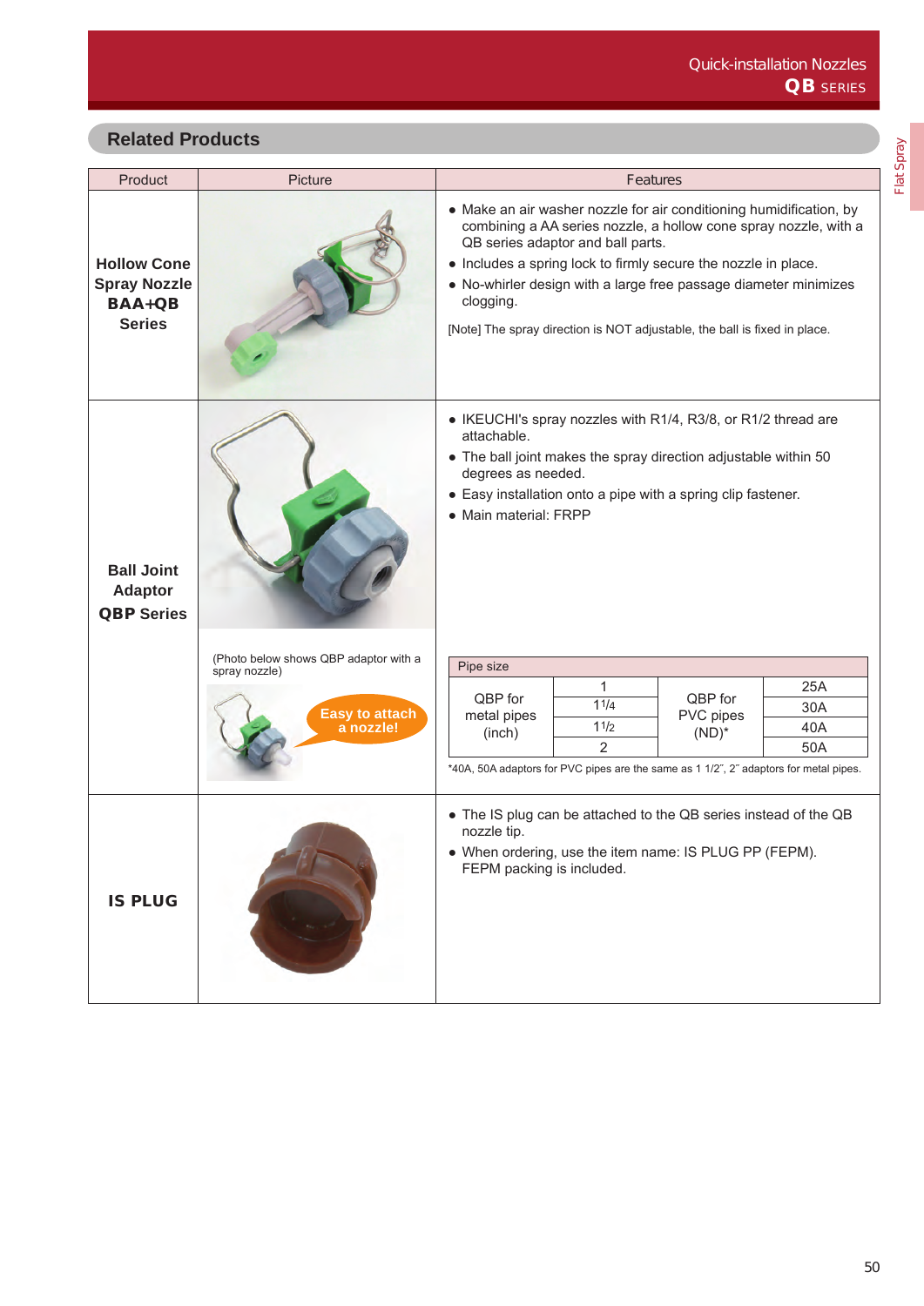## Related Products

| Product | Picture | Features |
|---|---|---|
| **Hollow Cone Spray Nozzle BAA+QB Series** | | • Make an air washer nozzle for air conditioning humidification, by combining a AA series nozzle, a hollow cone spray nozzle, with a QB series adaptor and ball parts.<br>• Includes a spring lock to firmly secure the nozzle in place.<br>• No-whirler design with a large free passage diameter minimizes clogging.<br>[Note] The spray direction is NOT adjustable, the ball is fixed in place. |
| **Ball Joint Adaptor QBP Series** | (Photo below shows QBP adaptor with a spray nozzle)<br>Easy to attach a nozzle! | • IKEUCHI's spray nozzles with R1/4, R3/8, or R1/2 thread are attachable.<br>• The ball joint makes the spray direction adjustable within 50 degrees as needed.<br>• Easy installation onto a pipe with a spring clip fastener.<br>• Main material: FRPP |
| **IS PLUG** | | • The IS plug can be attached to the QB series instead of the QB nozzle tip.<br>• When ordering, use the item name: IS PLUG PP (FEPM). FEPM packing is included. |

| Pipe size | | | |
|---|---|---|---|
| QBP for metal pipes (inch) | 1 | QBP for PVC pipes (ND)* | 25A |
| | 1 1/4 | | 30A |
| | 1 1/2 | | 40A |
| | 2 | | 50A |

*40A, 50A adaptors for PVC pipes are the same as 1 1/2˝, 2˝ adaptors for metal pipes.